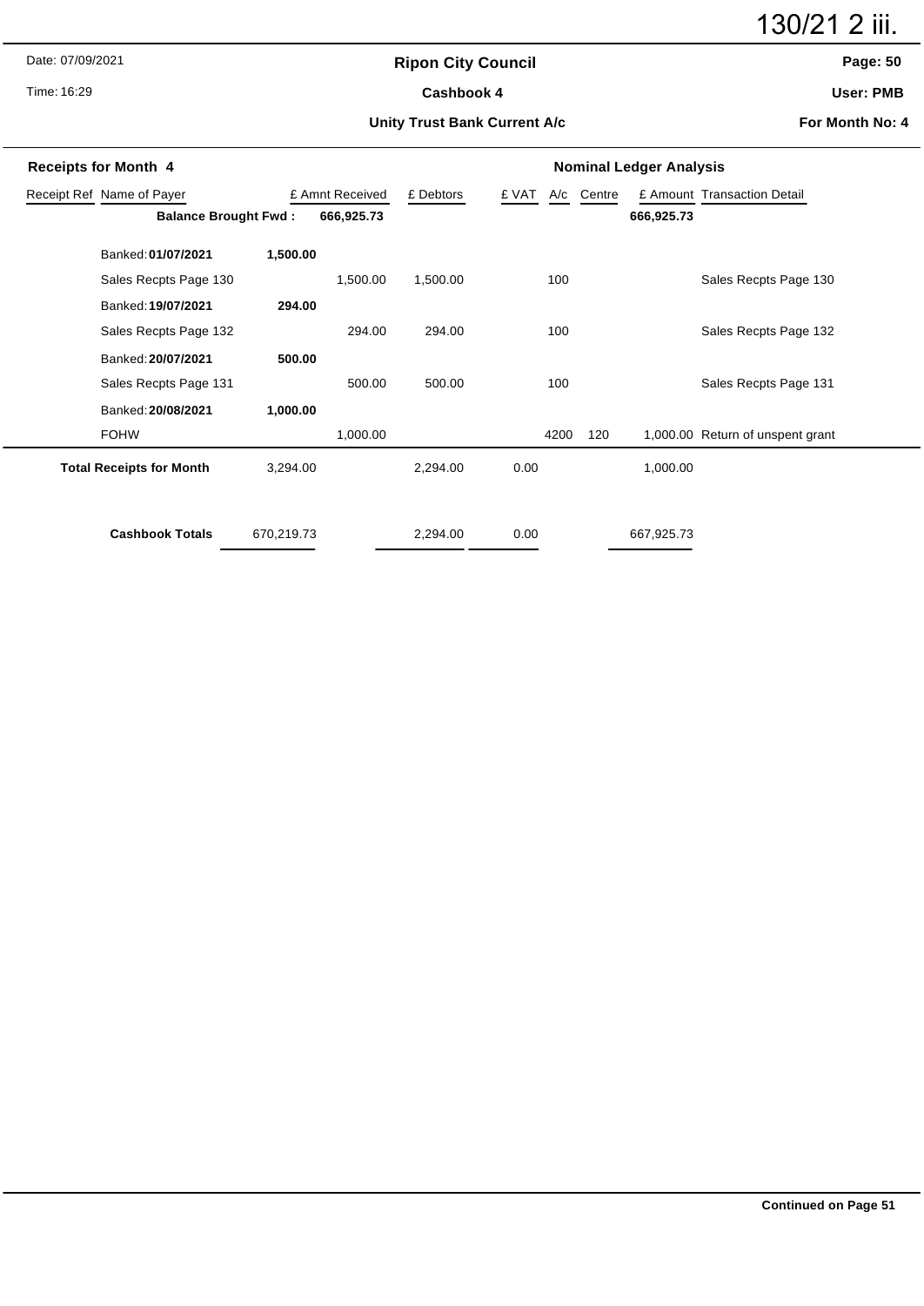130/21 2 iii.

Date: 07/09/2021

Time: 16:29

**Ripon City Council**

**Cashbook 4**

**Unity Trust Bank Current A/c**

**Page: 50**

**User: PMB**

**For Month No: 4**

**Receipts for Month 4** — **Nominal Ledger Analysis**

| Receipt Ref | Name of Payer | | £ Amnt Received | £ Debtors | £ VAT | A/c | Centre | £ Amount | Transaction Detail |
|---|---|---|---|---|---|---|---|---|---|
| | **Balance Brought Fwd :** | | **666,925.73** | | | | | **666,925.73** | |
| | Banked: **01/07/2021** | **1,500.00** | | | | | | | |
| | Sales Recpts Page 130 | | 1,500.00 | 1,500.00 | | 100 | | | Sales Recpts Page 130 |
| | Banked: **19/07/2021** | **294.00** | | | | | | | |
| | Sales Recpts Page 132 | | 294.00 | 294.00 | | 100 | | | Sales Recpts Page 132 |
| | Banked: **20/07/2021** | **500.00** | | | | | | | |
| | Sales Recpts Page 131 | | 500.00 | 500.00 | | 100 | | | Sales Recpts Page 131 |
| | Banked: **20/08/2021** | **1,000.00** | | | | | | | |
| | FOHW | | 1,000.00 | | | 4200 | 120 | 1,000.00 | Return of unspent grant |
| | **Total Receipts for Month** | 3,294.00 | | 2,294.00 | 0.00 | | | 1,000.00 | |
| | **Cashbook Totals** | 670,219.73 | | 2,294.00 | 0.00 | | | 667,925.73 | |

**Continued on Page 51**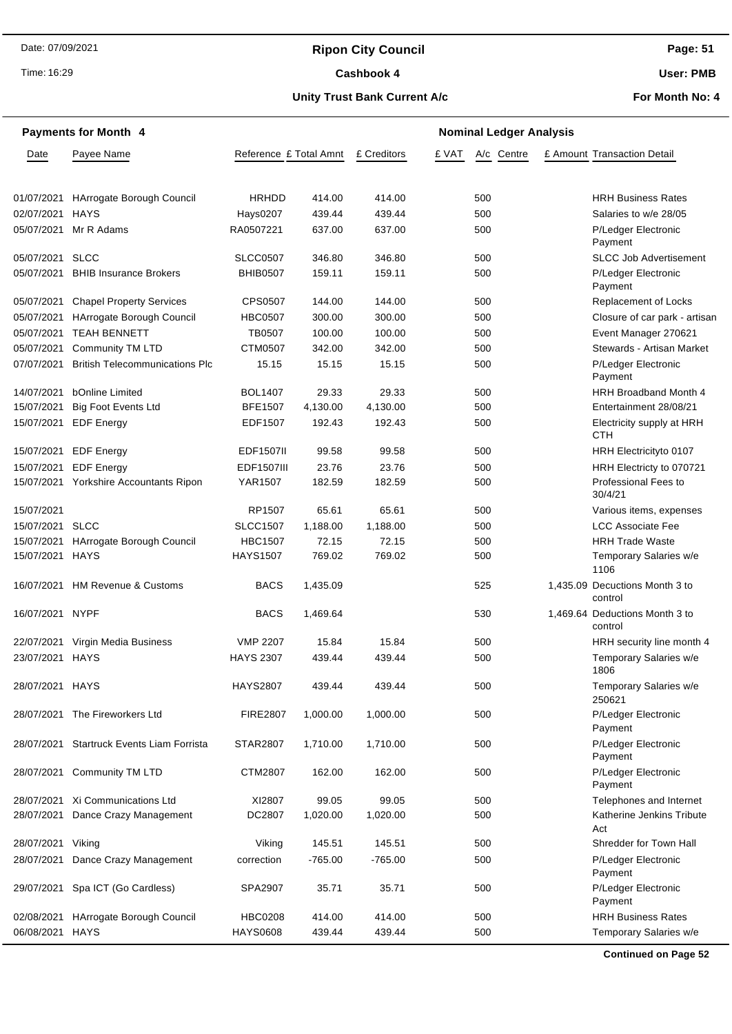Date: 07/09/2021

Time: 16:29

**Ripon City Council**

**Cashbook 4**

**Unity Trust Bank Current A/c**

**User: PMB**

**For Month No: 4**

**Payments for Month 4** | **Nominal Ledger Analysis**

| Date | Payee Name | Reference | £ Total Amnt | £ Creditors | £ VAT | A/c | Centre | £ Amount | Transaction Detail |
|---|---|---|---|---|---|---|---|---|---|
| 01/07/2021 | HArrogate Borough Council | HRHDD | 414.00 | 414.00 | | 500 | | | HRH Business Rates |
| 02/07/2021 | HAYS | Hays0207 | 439.44 | 439.44 | | 500 | | | Salaries to w/e 28/05 |
| 05/07/2021 | Mr R Adams | RA0507221 | 637.00 | 637.00 | | 500 | | | P/Ledger Electronic Payment |
| 05/07/2021 | SLCC | SLCC0507 | 346.80 | 346.80 | | 500 | | | SLCC Job Advertisement |
| 05/07/2021 | BHIB Insurance Brokers | BHIB0507 | 159.11 | 159.11 | | 500 | | | P/Ledger Electronic Payment |
| 05/07/2021 | Chapel Property Services | CPS0507 | 144.00 | 144.00 | | 500 | | | Replacement of Locks |
| 05/07/2021 | HArrogate Borough Council | HBC0507 | 300.00 | 300.00 | | 500 | | | Closure of car park - artisan |
| 05/07/2021 | TEAH BENNETT | TB0507 | 100.00 | 100.00 | | 500 | | | Event Manager 270621 |
| 05/07/2021 | Community TM LTD | CTM0507 | 342.00 | 342.00 | | 500 | | | Stewards - Artisan Market |
| 07/07/2021 | British Telecommunications Plc | 15.15 | 15.15 | 15.15 | | 500 | | | P/Ledger Electronic Payment |
| 14/07/2021 | bOnline Limited | BOL1407 | 29.33 | 29.33 | | 500 | | | HRH Broadband Month 4 |
| 15/07/2021 | Big Foot Events Ltd | BFE1507 | 4,130.00 | 4,130.00 | | 500 | | | Entertainment 28/08/21 |
| 15/07/2021 | EDF Energy | EDF1507 | 192.43 | 192.43 | | 500 | | | Electricity supply at HRH CTH |
| 15/07/2021 | EDF Energy | EDF1507II | 99.58 | 99.58 | | 500 | | | HRH Electricityto 0107 |
| 15/07/2021 | EDF Energy | EDF1507III | 23.76 | 23.76 | | 500 | | | HRH Electricty to 070721 |
| 15/07/2021 | Yorkshire Accountants Ripon | YAR1507 | 182.59 | 182.59 | | 500 | | | Professional Fees to 30/4/21 |
| 15/07/2021 | | RP1507 | 65.61 | 65.61 | | 500 | | | Various items, expenses |
| 15/07/2021 | SLCC | SLCC1507 | 1,188.00 | 1,188.00 | | 500 | | | LCC Associate Fee |
| 15/07/2021 | HArrogate Borough Council | HBC1507 | 72.15 | 72.15 | | 500 | | | HRH Trade Waste |
| 15/07/2021 | HAYS | HAYS1507 | 769.02 | 769.02 | | 500 | | | Temporary Salaries w/e 1106 |
| 16/07/2021 | HM Revenue & Customs | BACS | 1,435.09 | | | 525 | | 1,435.09 | Decuctions Month 3 to control |
| 16/07/2021 | NYPF | BACS | 1,469.64 | | | 530 | | 1,469.64 | Deductions Month 3 to control |
| 22/07/2021 | Virgin Media Business | VMP 2207 | 15.84 | 15.84 | | 500 | | | HRH security line month 4 |
| 23/07/2021 | HAYS | HAYS 2307 | 439.44 | 439.44 | | 500 | | | Temporary Salaries w/e 1806 |
| 28/07/2021 | HAYS | HAYS2807 | 439.44 | 439.44 | | 500 | | | Temporary Salaries w/e 250621 |
| 28/07/2021 | The Fireworkers Ltd | FIRE2807 | 1,000.00 | 1,000.00 | | 500 | | | P/Ledger Electronic Payment |
| 28/07/2021 | Startruck Events Liam Forrista | STAR2807 | 1,710.00 | 1,710.00 | | 500 | | | P/Ledger Electronic Payment |
| 28/07/2021 | Community TM LTD | CTM2807 | 162.00 | 162.00 | | 500 | | | P/Ledger Electronic Payment |
| 28/07/2021 | Xi Communications Ltd | XI2807 | 99.05 | 99.05 | | 500 | | | Telephones and Internet |
| 28/07/2021 | Dance Crazy Management | DC2807 | 1,020.00 | 1,020.00 | | 500 | | | Katherine Jenkins Tribute Act |
| 28/07/2021 | Viking | Viking | 145.51 | 145.51 | | 500 | | | Shredder for Town Hall |
| 28/07/2021 | Dance Crazy Management | correction | -765.00 | -765.00 | | 500 | | | P/Ledger Electronic Payment |
| 29/07/2021 | Spa ICT (Go Cardless) | SPA2907 | 35.71 | 35.71 | | 500 | | | P/Ledger Electronic Payment |
| 02/08/2021 | HArrogate Borough Council | HBC0208 | 414.00 | 414.00 | | 500 | | | HRH Business Rates |
| 06/08/2021 | HAYS | HAYS0608 | 439.44 | 439.44 | | 500 | | | Temporary Salaries w/e |

**Continued on Page 52**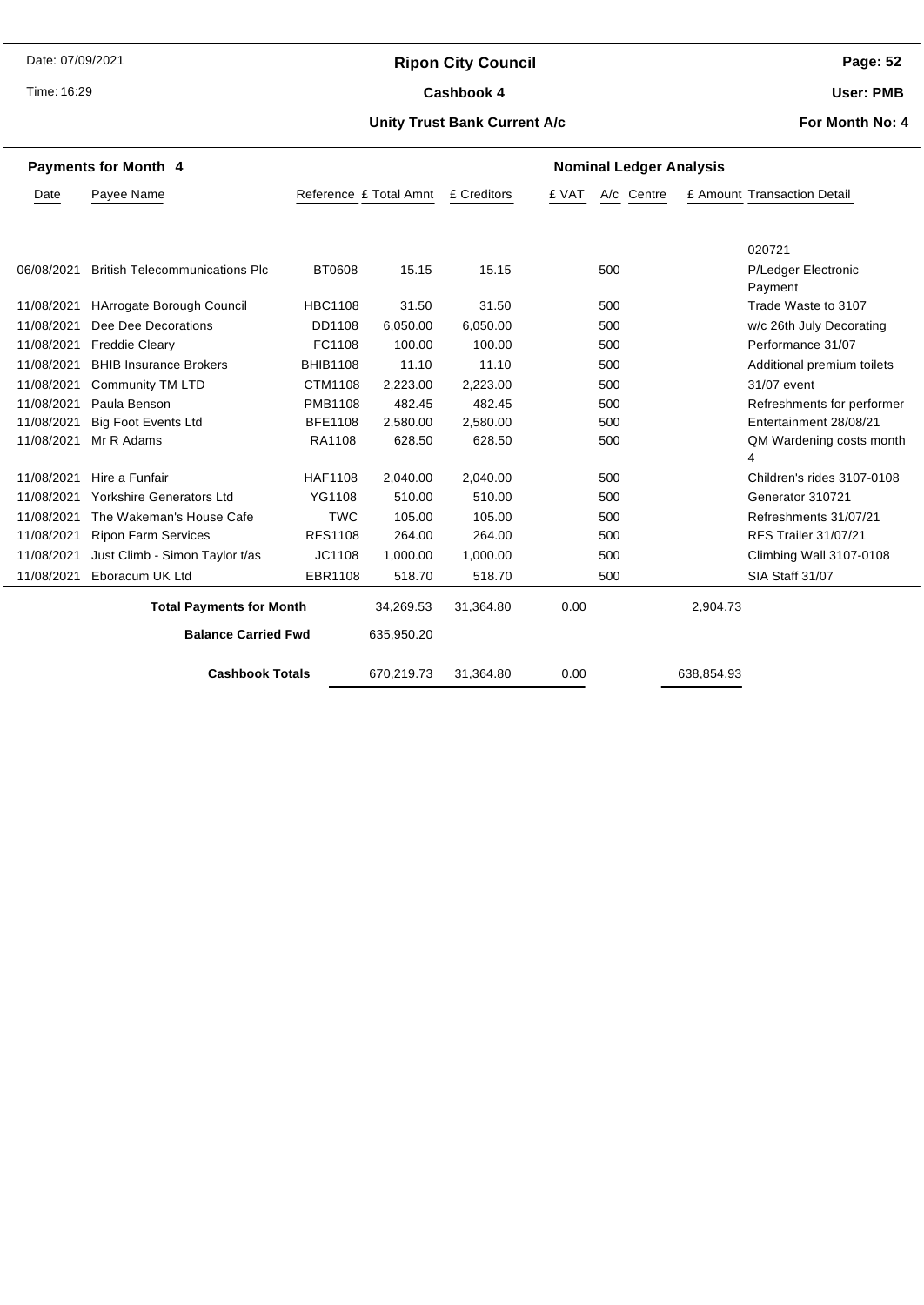**Ripon City Council**

**Cashbook 4**

**Unity Trust Bank Current A/c**

Date: 07/09/2021

Time: 16:29

**Page: 52**

**User: PMB**

**For Month No: 4**

**Payments for Month 4** — **Nominal Ledger Analysis**

| Date | Payee Name | Reference | £ Total Amnt | £ Creditors | £ VAT | A/c | Centre | £ Amount | Transaction Detail |
|---|---|---|---|---|---|---|---|---|---|
| | | | | | | | | | 020721 |
| 06/08/2021 | British Telecommunications Plc | BT0608 | 15.15 | 15.15 | | 500 | | | P/Ledger Electronic Payment |
| 11/08/2021 | HArrogate Borough Council | HBC1108 | 31.50 | 31.50 | | 500 | | | Trade Waste to 3107 |
| 11/08/2021 | Dee Dee Decorations | DD1108 | 6,050.00 | 6,050.00 | | 500 | | | w/c 26th July Decorating |
| 11/08/2021 | Freddie Cleary | FC1108 | 100.00 | 100.00 | | 500 | | | Performance 31/07 |
| 11/08/2021 | BHIB Insurance Brokers | BHIB1108 | 11.10 | 11.10 | | 500 | | | Additional premium toilets |
| 11/08/2021 | Community TM LTD | CTM1108 | 2,223.00 | 2,223.00 | | 500 | | | 31/07 event |
| 11/08/2021 | Paula Benson | PMB1108 | 482.45 | 482.45 | | 500 | | | Refreshments for performer |
| 11/08/2021 | Big Foot Events Ltd | BFE1108 | 2,580.00 | 2,580.00 | | 500 | | | Entertainment 28/08/21 |
| 11/08/2021 | Mr R Adams | RA1108 | 628.50 | 628.50 | | 500 | | | QM Wardening costs month 4 |
| 11/08/2021 | Hire a Funfair | HAF1108 | 2,040.00 | 2,040.00 | | 500 | | | Children's rides 3107-0108 |
| 11/08/2021 | Yorkshire Generators Ltd | YG1108 | 510.00 | 510.00 | | 500 | | | Generator 310721 |
| 11/08/2021 | The Wakeman's House Cafe | TWC | 105.00 | 105.00 | | 500 | | | Refreshments 31/07/21 |
| 11/08/2021 | Ripon Farm Services | RFS1108 | 264.00 | 264.00 | | 500 | | | RFS Trailer 31/07/21 |
| 11/08/2021 | Just Climb - Simon Taylor t/as | JC1108 | 1,000.00 | 1,000.00 | | 500 | | | Climbing Wall 3107-0108 |
| 11/08/2021 | Eboracum UK Ltd | EBR1108 | 518.70 | 518.70 | | 500 | | | SIA Staff 31/07 |
| | **Total Payments for Month** | | 34,269.53 | 31,364.80 | 0.00 | | | 2,904.73 | |
| | **Balance Carried Fwd** | | 635,950.20 | | | | | | |
| | **Cashbook Totals** | | 670,219.73 | 31,364.80 | 0.00 | | | 638,854.93 | |